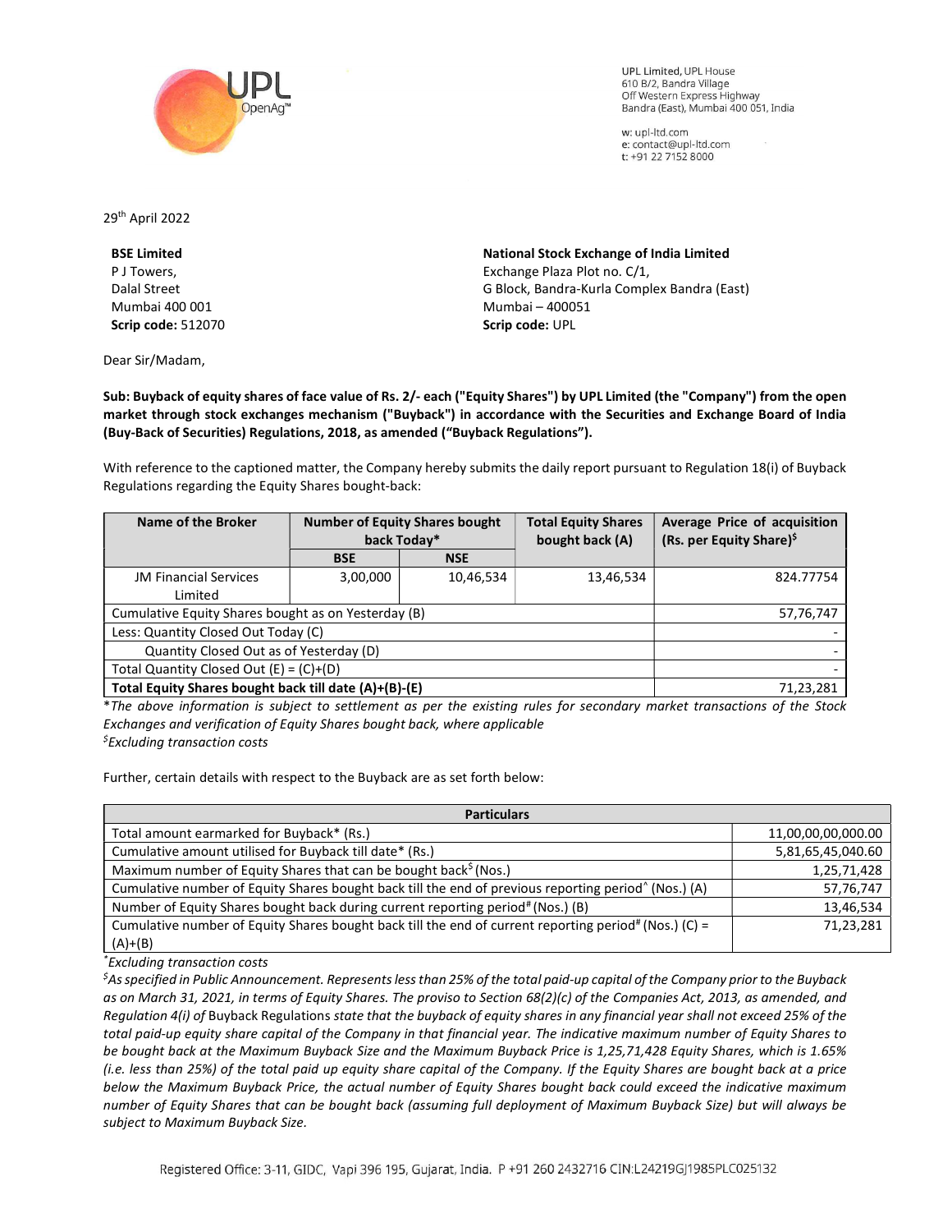UPL Limited, UPL House
610 B/2, Bandra Village
Off Western Express Highway
Bandra (East), Mumbai 400 051, India

w: upl-ltd.com
e: contact@upl-ltd.com
t: +91 22 7152 8000

29th April 2022

**BSE Limited**
P J Towers,
Dalal Street
Mumbai 400 001
**Scrip code:** 512070

**National Stock Exchange of India Limited**
Exchange Plaza Plot no. C/1,
G Block, Bandra-Kurla Complex Bandra (East)
Mumbai – 400051
**Scrip code:** UPL

Dear Sir/Madam,

**Sub: Buyback of equity shares of face value of Rs. 2/- each ("Equity Shares") by UPL Limited (the "Company") from the open market through stock exchanges mechanism ("Buyback") in accordance with the Securities and Exchange Board of India (Buy-Back of Securities) Regulations, 2018, as amended ("Buyback Regulations").**

With reference to the captioned matter, the Company hereby submits the daily report pursuant to Regulation 18(i) of Buyback Regulations regarding the Equity Shares bought-back:

| Name of the Broker | Number of Equity Shares bought back Today* | | Total Equity Shares bought back (A) | Average Price of acquisition (Rs. per Equity Share)$ |
|---|---|---|---|---|
| | BSE | NSE | | |
| JM Financial Services Limited | 3,00,000 | 10,46,534 | 13,46,534 | 824.77754 |
| Cumulative Equity Shares bought as on Yesterday (B) | | | | 57,76,747 |
| Less: Quantity Closed Out Today (C) | | | | - |
| Quantity Closed Out as of Yesterday (D) | | | | - |
| Total Quantity Closed Out (E) = (C)+(D) | | | | - |
| **Total Equity Shares bought back till date (A)+(B)-(E)** | | | | 71,23,281 |

*\*The above information is subject to settlement as per the existing rules for secondary market transactions of the Stock Exchanges and verification of Equity Shares bought back, where applicable*
*$Excluding transaction costs*

Further, certain details with respect to the Buyback are as set forth below:

| Particulars | |
|---|---|
| Total amount earmarked for Buyback* (Rs.) | 11,00,00,00,000.00 |
| Cumulative amount utilised for Buyback till date* (Rs.) | 5,81,65,45,040.60 |
| Maximum number of Equity Shares that can be bought back$ (Nos.) | 1,25,71,428 |
| Cumulative number of Equity Shares bought back till the end of previous reporting period^ (Nos.) (A) | 57,76,747 |
| Number of Equity Shares bought back during current reporting period# (Nos.) (B) | 13,46,534 |
| Cumulative number of Equity Shares bought back till the end of current reporting period# (Nos.) (C) = (A)+(B) | 71,23,281 |

*\*Excluding transaction costs*

*$As specified in Public Announcement. Represents less than 25% of the total paid-up capital of the Company prior to the Buyback as on March 31, 2021, in terms of Equity Shares. The proviso to Section 68(2)(c) of the Companies Act, 2013, as amended, and Regulation 4(i) of* Buyback Regulations *state that the buyback of equity shares in any financial year shall not exceed 25% of the total paid-up equity share capital of the Company in that financial year. The indicative maximum number of Equity Shares to be bought back at the Maximum Buyback Size and the Maximum Buyback Price is 1,25,71,428 Equity Shares, which is 1.65% (i.e. less than 25%) of the total paid up equity share capital of the Company. If the Equity Shares are bought back at a price below the Maximum Buyback Price, the actual number of Equity Shares bought back could exceed the indicative maximum number of Equity Shares that can be bought back (assuming full deployment of Maximum Buyback Size) but will always be subject to Maximum Buyback Size.*

Registered Office: 3-11, GIDC, Vapi 396 195, Gujarat, India. P +91 260 2432716 CIN:L24219GJ1985PLC025132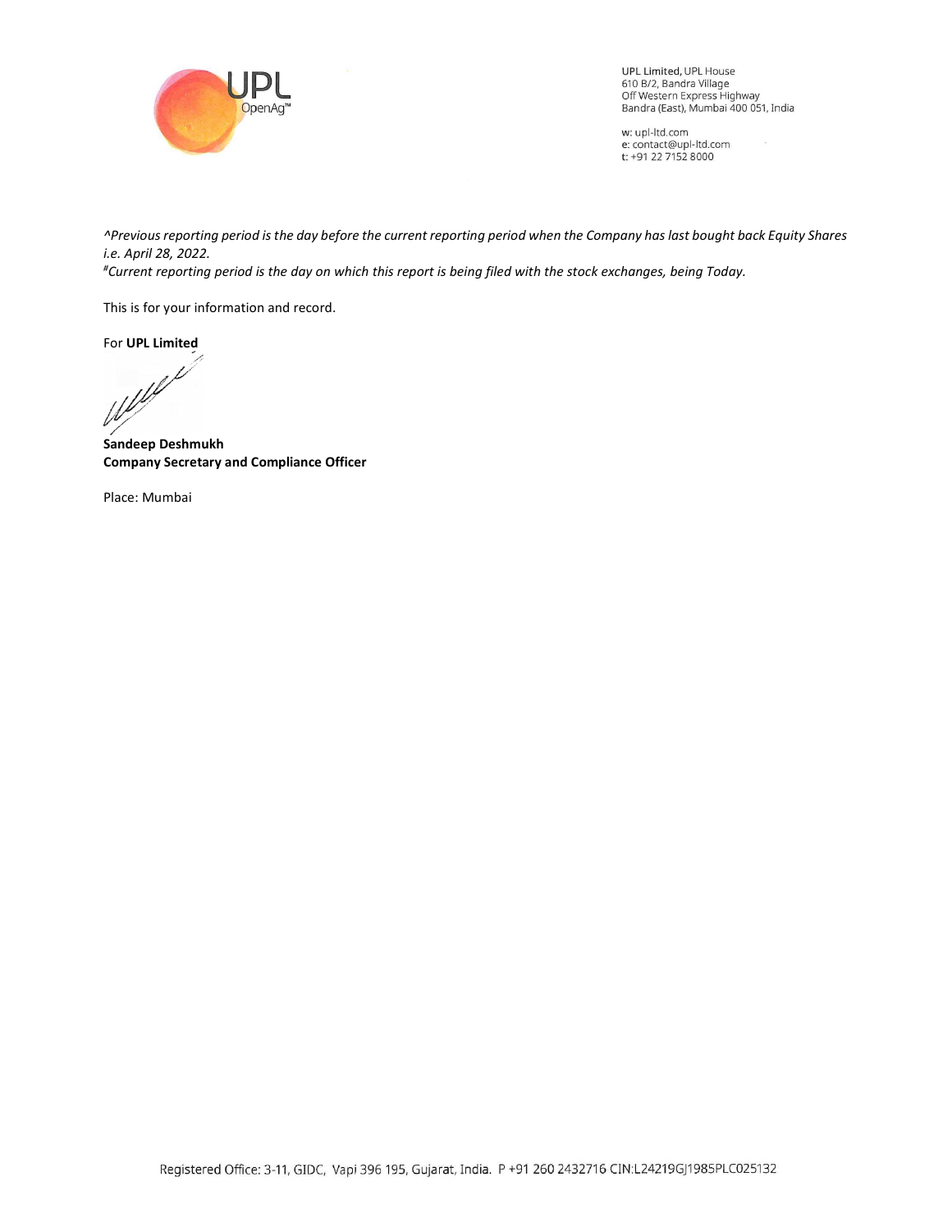*^Previous reporting period is the day before the current reporting period when the Company has last bought back Equity Shares i.e. April 28, 2022.*

*#Current reporting period is the day on which this report is being filed with the stock exchanges, being Today.*

This is for your information and record.

For **UPL Limited**

**Sandeep Deshmukh**
**Company Secretary and Compliance Officer**

Place: Mumbai